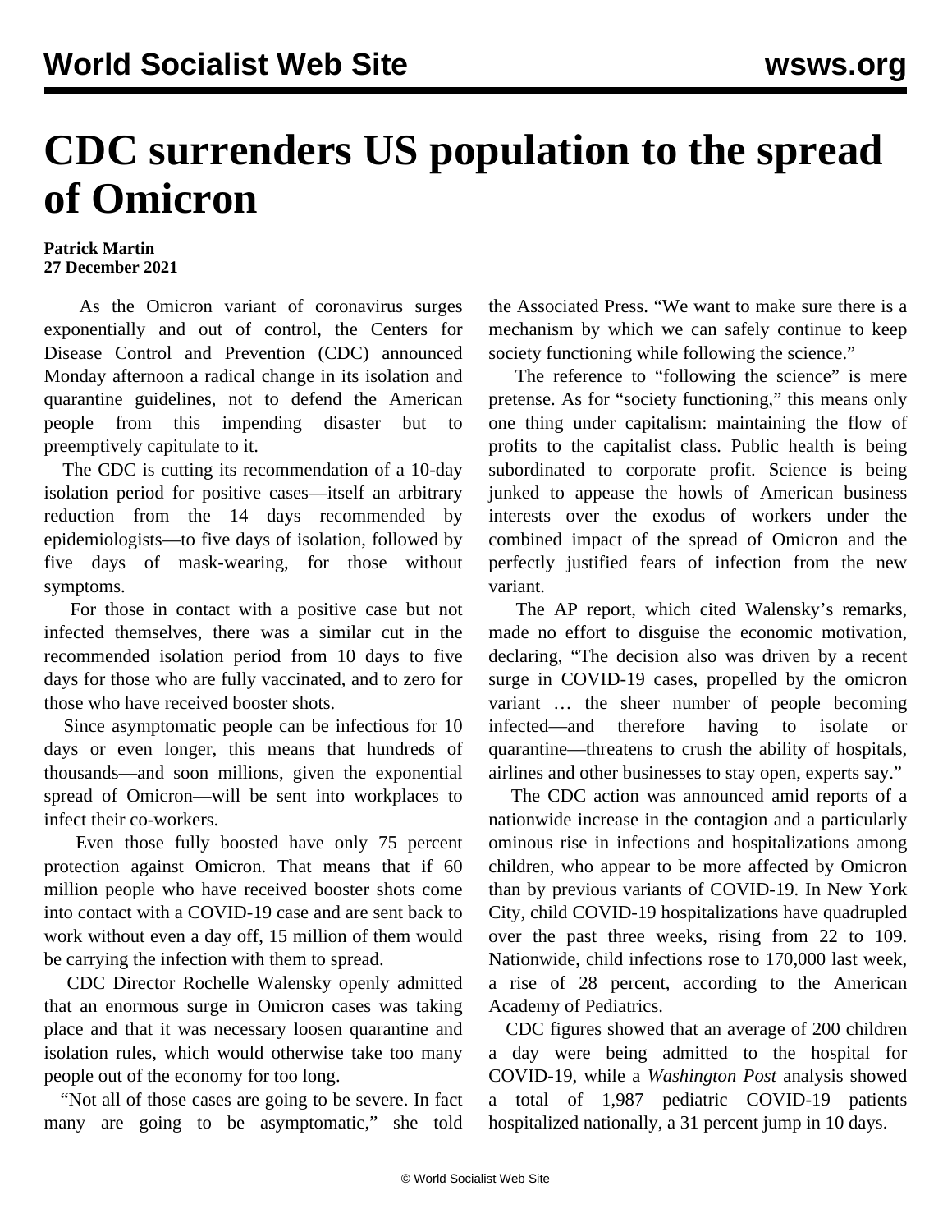# CDC surrenders US population to the spread of Omicron

**Patrick Martin**
**27 December 2021**

As the Omicron variant of coronavirus surges exponentially and out of control, the Centers for Disease Control and Prevention (CDC) announced Monday afternoon a radical change in its isolation and quarantine guidelines, not to defend the American people from this impending disaster but to preemptively capitulate to it.

The CDC is cutting its recommendation of a 10-day isolation period for positive cases—itself an arbitrary reduction from the 14 days recommended by epidemiologists—to five days of isolation, followed by five days of mask-wearing, for those without symptoms.

For those in contact with a positive case but not infected themselves, there was a similar cut in the recommended isolation period from 10 days to five days for those who are fully vaccinated, and to zero for those who have received booster shots.

Since asymptomatic people can be infectious for 10 days or even longer, this means that hundreds of thousands—and soon millions, given the exponential spread of Omicron—will be sent into workplaces to infect their co-workers.

Even those fully boosted have only 75 percent protection against Omicron. That means that if 60 million people who have received booster shots come into contact with a COVID-19 case and are sent back to work without even a day off, 15 million of them would be carrying the infection with them to spread.

CDC Director Rochelle Walensky openly admitted that an enormous surge in Omicron cases was taking place and that it was necessary loosen quarantine and isolation rules, which would otherwise take too many people out of the economy for too long.

"Not all of those cases are going to be severe. In fact many are going to be asymptomatic," she told the Associated Press. "We want to make sure there is a mechanism by which we can safely continue to keep society functioning while following the science."

The reference to "following the science" is mere pretense. As for "society functioning," this means only one thing under capitalism: maintaining the flow of profits to the capitalist class. Public health is being subordinated to corporate profit. Science is being junked to appease the howls of American business interests over the exodus of workers under the combined impact of the spread of Omicron and the perfectly justified fears of infection from the new variant.

The AP report, which cited Walensky's remarks, made no effort to disguise the economic motivation, declaring, "The decision also was driven by a recent surge in COVID-19 cases, propelled by the omicron variant … the sheer number of people becoming infected—and therefore having to isolate or quarantine—threatens to crush the ability of hospitals, airlines and other businesses to stay open, experts say."

The CDC action was announced amid reports of a nationwide increase in the contagion and a particularly ominous rise in infections and hospitalizations among children, who appear to be more affected by Omicron than by previous variants of COVID-19. In New York City, child COVID-19 hospitalizations have quadrupled over the past three weeks, rising from 22 to 109. Nationwide, child infections rose to 170,000 last week, a rise of 28 percent, according to the American Academy of Pediatrics.

CDC figures showed that an average of 200 children a day were being admitted to the hospital for COVID-19, while a *Washington Post* analysis showed a total of 1,987 pediatric COVID-19 patients hospitalized nationally, a 31 percent jump in 10 days.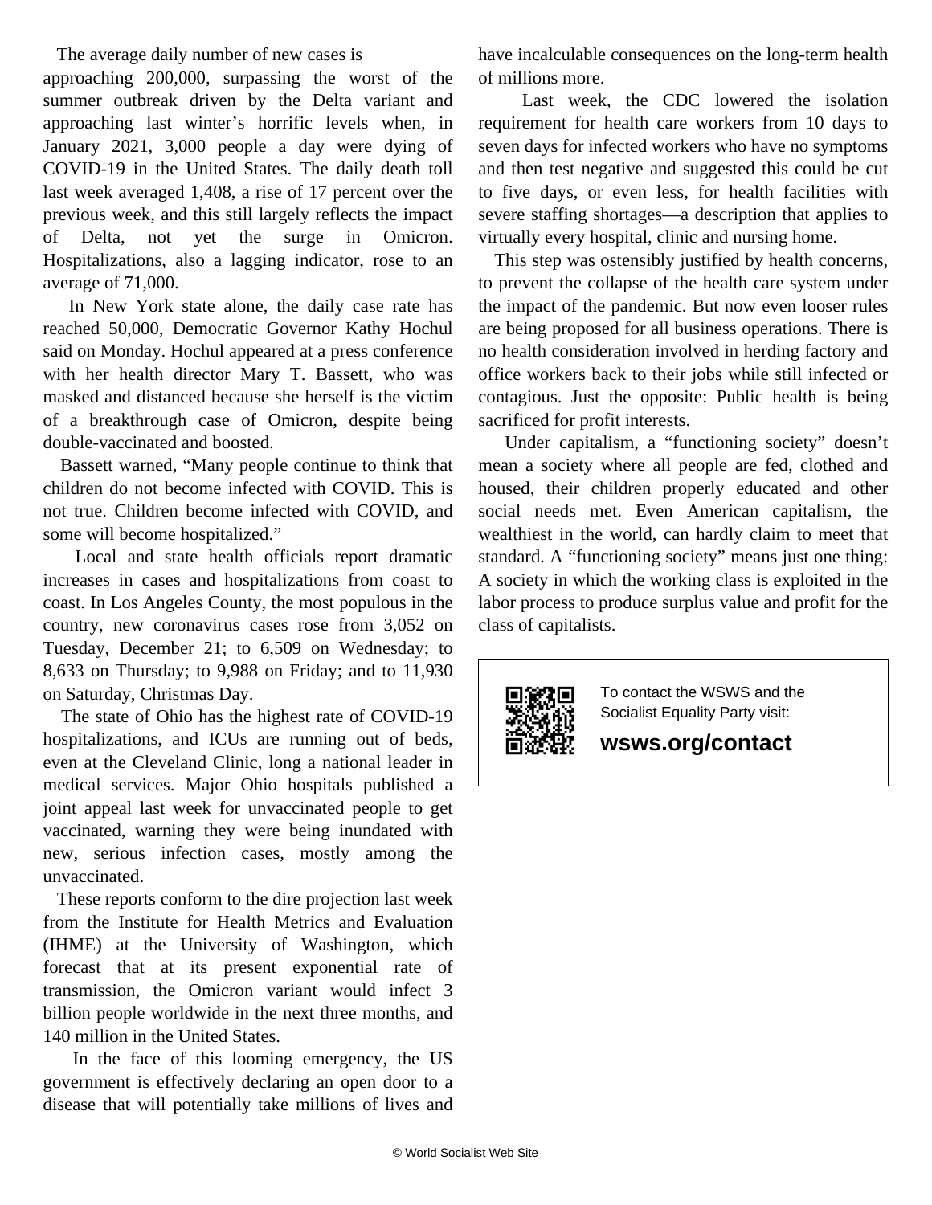The average daily number of new cases is approaching 200,000, surpassing the worst of the summer outbreak driven by the Delta variant and approaching last winter's horrific levels when, in January 2021, 3,000 people a day were dying of COVID-19 in the United States. The daily death toll last week averaged 1,408, a rise of 17 percent over the previous week, and this still largely reflects the impact of Delta, not yet the surge in Omicron. Hospitalizations, also a lagging indicator, rose to an average of 71,000.

In New York state alone, the daily case rate has reached 50,000, Democratic Governor Kathy Hochul said on Monday. Hochul appeared at a press conference with her health director Mary T. Bassett, who was masked and distanced because she herself is the victim of a breakthrough case of Omicron, despite being double-vaccinated and boosted.

Bassett warned, "Many people continue to think that children do not become infected with COVID. This is not true. Children become infected with COVID, and some will become hospitalized."

Local and state health officials report dramatic increases in cases and hospitalizations from coast to coast. In Los Angeles County, the most populous in the country, new coronavirus cases rose from 3,052 on Tuesday, December 21; to 6,509 on Wednesday; to 8,633 on Thursday; to 9,988 on Friday; and to 11,930 on Saturday, Christmas Day.

The state of Ohio has the highest rate of COVID-19 hospitalizations, and ICUs are running out of beds, even at the Cleveland Clinic, long a national leader in medical services. Major Ohio hospitals published a joint appeal last week for unvaccinated people to get vaccinated, warning they were being inundated with new, serious infection cases, mostly among the unvaccinated.

These reports conform to the dire projection last week from the Institute for Health Metrics and Evaluation (IHME) at the University of Washington, which forecast that at its present exponential rate of transmission, the Omicron variant would infect 3 billion people worldwide in the next three months, and 140 million in the United States.

In the face of this looming emergency, the US government is effectively declaring an open door to a disease that will potentially take millions of lives and have incalculable consequences on the long-term health of millions more.

Last week, the CDC lowered the isolation requirement for health care workers from 10 days to seven days for infected workers who have no symptoms and then test negative and suggested this could be cut to five days, or even less, for health facilities with severe staffing shortages—a description that applies to virtually every hospital, clinic and nursing home.

This step was ostensibly justified by health concerns, to prevent the collapse of the health care system under the impact of the pandemic. But now even looser rules are being proposed for all business operations. There is no health consideration involved in herding factory and office workers back to their jobs while still infected or contagious. Just the opposite: Public health is being sacrificed for profit interests.

Under capitalism, a "functioning society" doesn't mean a society where all people are fed, clothed and housed, their children properly educated and other social needs met. Even American capitalism, the wealthiest in the world, can hardly claim to meet that standard. A "functioning society" means just one thing: A society in which the working class is exploited in the labor process to produce surplus value and profit for the class of capitalists.

To contact the WSWS and the Socialist Equality Party visit:

**wsws.org/contact**